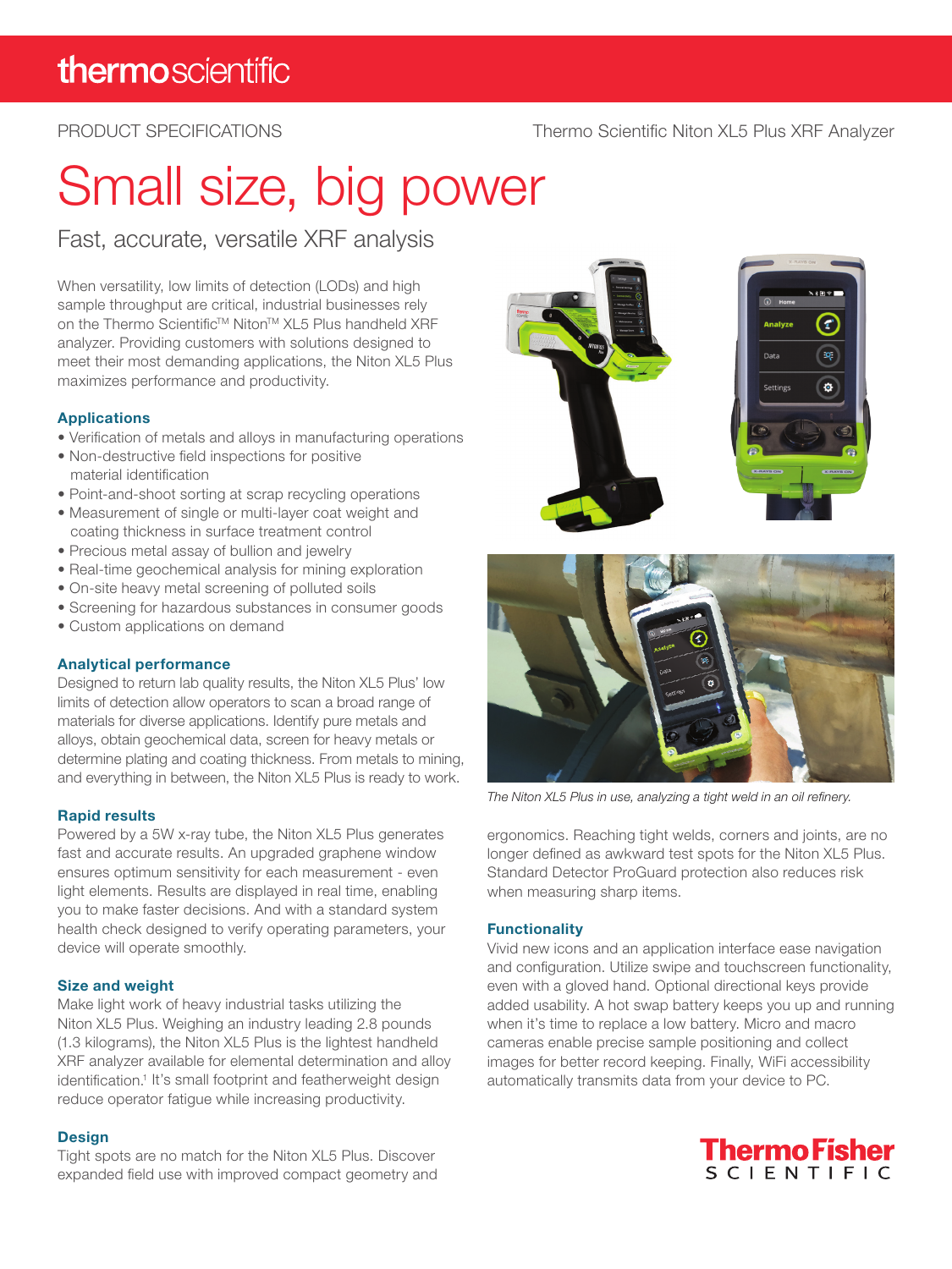thermoscientific

PRODUCT SPECIFICATIONS

Thermo Scientific Niton XL5 Plus XRF Analyzer

# Small size, big power

## Fast, accurate, versatile XRF analysis

When versatility, low limits of detection (LODs) and high sample throughput are critical, industrial businesses rely on the Thermo Scientific™ Niton™ XL5 Plus handheld XRF analyzer. Providing customers with solutions designed to meet their most demanding applications, the Niton XL5 Plus maximizes performance and productivity.

### Applications

- Verification of metals and alloys in manufacturing operations
- Non-destructive field inspections for positive material identification
- Point-and-shoot sorting at scrap recycling operations
- Measurement of single or multi-layer coat weight and coating thickness in surface treatment control
- Precious metal assay of bullion and jewelry
- Real-time geochemical analysis for mining exploration
- On-site heavy metal screening of polluted soils
- Screening for hazardous substances in consumer goods
- Custom applications on demand

### Analytical performance

Designed to return lab quality results, the Niton XL5 Plus' low limits of detection allow operators to scan a broad range of materials for diverse applications. Identify pure metals and alloys, obtain geochemical data, screen for heavy metals or determine plating and coating thickness. From metals to mining, and everything in between, the Niton XL5 Plus is ready to work.

### Rapid results

Powered by a 5W x-ray tube, the Niton XL5 Plus generates fast and accurate results. An upgraded graphene window ensures optimum sensitivity for each measurement - even light elements. Results are displayed in real time, enabling you to make faster decisions. And with a standard system health check designed to verify operating parameters, your device will operate smoothly.

### Size and weight

Make light work of heavy industrial tasks utilizing the Niton XL5 Plus. Weighing an industry leading 2.8 pounds (1.3 kilograms), the Niton XL5 Plus is the lightest handheld XRF analyzer available for elemental determination and alloy identification.[1] It's small footprint and featherweight design reduce operator fatigue while increasing productivity.

### Design

Tight spots are no match for the Niton XL5 Plus. Discover expanded field use with improved compact geometry and ergonomics. Reaching tight welds, corners and joints, are no longer defined as awkward test spots for the Niton XL5 Plus. Standard Detector ProGuard protection also reduces risk when measuring sharp items.

*The Niton XL5 Plus in use, analyzing a tight weld in an oil refinery.*

### Functionality

Vivid new icons and an application interface ease navigation and configuration. Utilize swipe and touchscreen functionality, even with a gloved hand. Optional directional keys provide added usability. A hot swap battery keeps you up and running when it's time to replace a low battery. Micro and macro cameras enable precise sample positioning and collect images for better record keeping. Finally, WiFi accessibility automatically transmits data from your device to PC.

ThermoFisher SCIENTIFIC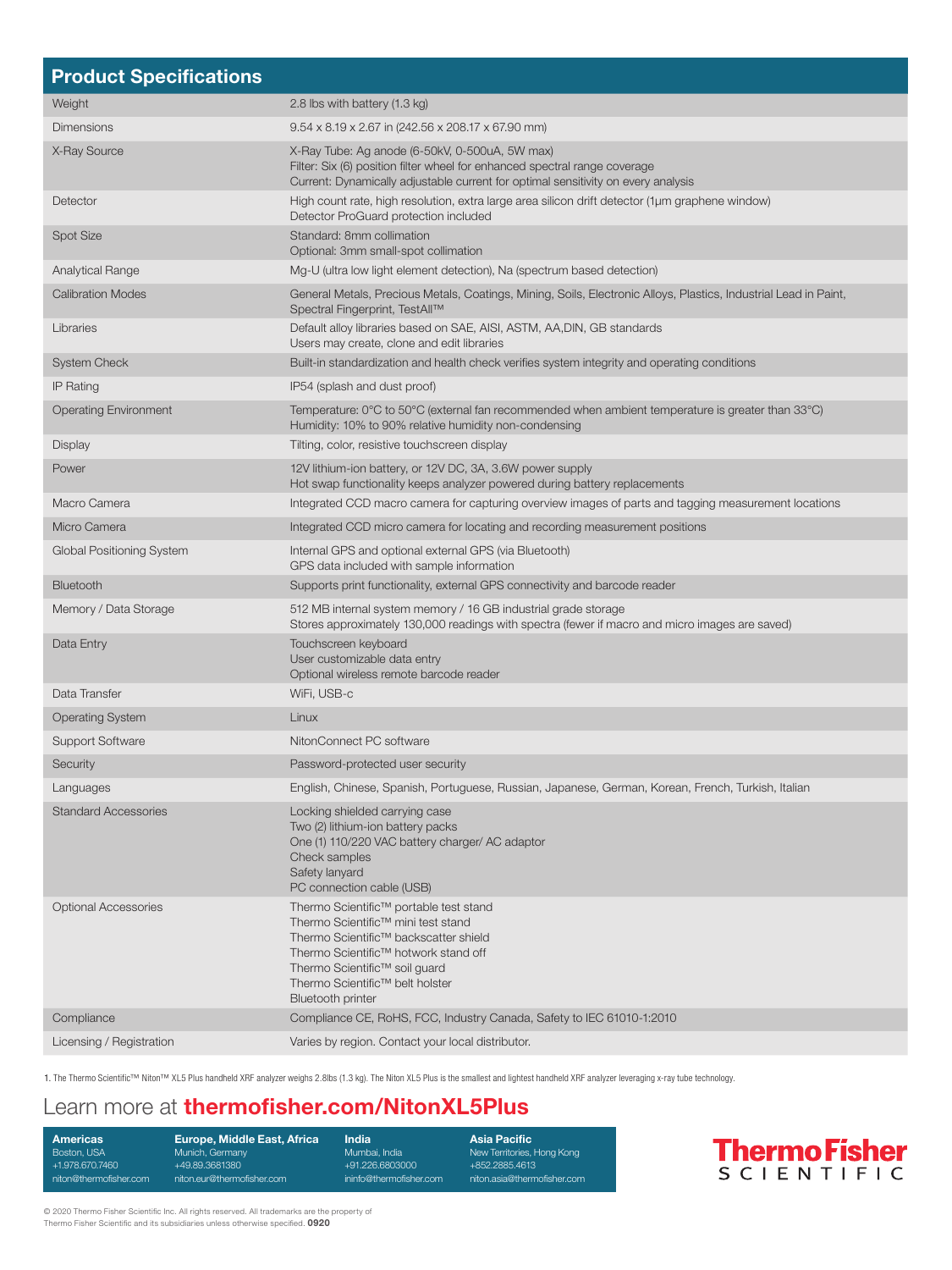## Product Specifications

| | |
|---|---|
| Weight | 2.8 lbs with battery (1.3 kg) |
| Dimensions | 9.54 x 8.19 x 2.67 in (242.56 x 208.17 x 67.90 mm) |
| X-Ray Source | X-Ray Tube: Ag anode (6-50kV, 0-500uA, 5W max)<br>Filter: Six (6) position filter wheel for enhanced spectral range coverage<br>Current: Dynamically adjustable current for optimal sensitivity on every analysis |
| Detector | High count rate, high resolution, extra large area silicon drift detector (1µm graphene window)<br>Detector ProGuard protection included |
| Spot Size | Standard: 8mm collimation<br>Optional: 3mm small-spot collimation |
| Analytical Range | Mg-U (ultra low light element detection), Na (spectrum based detection) |
| Calibration Modes | General Metals, Precious Metals, Coatings, Mining, Soils, Electronic Alloys, Plastics, Industrial Lead in Paint, Spectral Fingerprint, TestAll™ |
| Libraries | Default alloy libraries based on SAE, AISI, ASTM, AA,DIN, GB standards<br>Users may create, clone and edit libraries |
| System Check | Built-in standardization and health check verifies system integrity and operating conditions |
| IP Rating | IP54 (splash and dust proof) |
| Operating Environment | Temperature: 0°C to 50°C (external fan recommended when ambient temperature is greater than 33°C)<br>Humidity: 10% to 90% relative humidity non-condensing |
| Display | Tilting, color, resistive touchscreen display |
| Power | 12V lithium-ion battery, or 12V DC, 3A, 3.6W power supply<br>Hot swap functionality keeps analyzer powered during battery replacements |
| Macro Camera | Integrated CCD macro camera for capturing overview images of parts and tagging measurement locations |
| Micro Camera | Integrated CCD micro camera for locating and recording measurement positions |
| Global Positioning System | Internal GPS and optional external GPS (via Bluetooth)<br>GPS data included with sample information |
| Bluetooth | Supports print functionality, external GPS connectivity and barcode reader |
| Memory / Data Storage | 512 MB internal system memory / 16 GB industrial grade storage<br>Stores approximately 130,000 readings with spectra (fewer if macro and micro images are saved) |
| Data Entry | Touchscreen keyboard<br>User customizable data entry<br>Optional wireless remote barcode reader |
| Data Transfer | WiFi, USB-c |
| Operating System | Linux |
| Support Software | NitonConnect PC software |
| Security | Password-protected user security |
| Languages | English, Chinese, Spanish, Portuguese, Russian, Japanese, German, Korean, French, Turkish, Italian |
| Standard Accessories | Locking shielded carrying case<br>Two (2) lithium-ion battery packs<br>One (1) 110/220 VAC battery charger/ AC adaptor<br>Check samples<br>Safety lanyard<br>PC connection cable (USB) |
| Optional Accessories | Thermo Scientific™ portable test stand<br>Thermo Scientific™ mini test stand<br>Thermo Scientific™ backscatter shield<br>Thermo Scientific™ hotwork stand off<br>Thermo Scientific™ soil guard<br>Thermo Scientific™ belt holster<br>Bluetooth printer |
| Compliance | Compliance CE, RoHS, FCC, Industry Canada, Safety to IEC 61010-1:2010 |
| Licensing / Registration | Varies by region. Contact your local distributor. |

1. The Thermo Scientific™ Niton™ XL5 Plus handheld XRF analyzer weighs 2.8lbs (1.3 kg). The Niton XL5 Plus is the smallest and lightest handheld XRF analyzer leveraging x-ray tube technology.

Learn more at **thermofisher.com/NitonXL5Plus**

**Americas**
Boston, USA
+1.978.670.7460
niton@thermofisher.com

**Europe, Middle East, Africa**
Munich, Germany
+49.89.3681380
niton.eur@thermofisher.com

**India**
Mumbai, India
+91.226.6803000
ininfo@thermofisher.com

**Asia Pacific**
New Territories, Hong Kong
+852.2885.4613
niton.asia@thermofisher.com

ThermoFisher SCIENTIFIC

© 2020 Thermo Fisher Scientific Inc. All rights reserved. All trademarks are the property of Thermo Fisher Scientific and its subsidiaries unless otherwise specified. **0920**